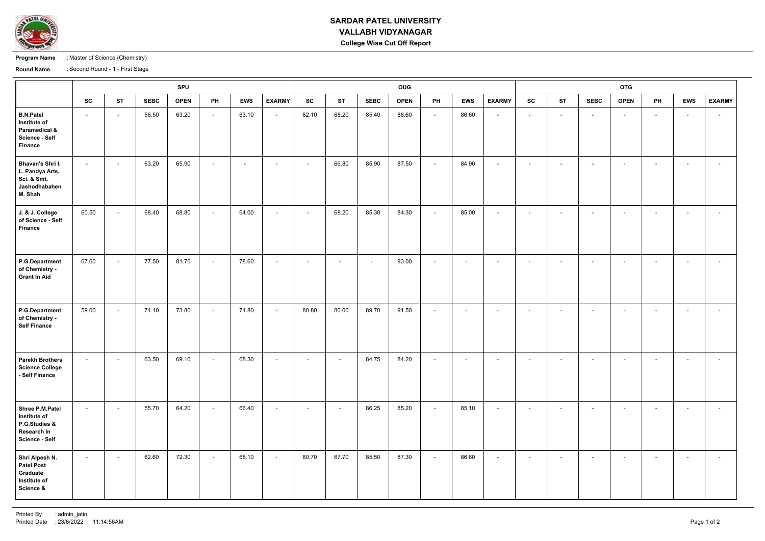# SARDAR PATEL UNIVERSITY

## VALLABH VIDYANAGAR

### College Wise Cut Off Report

**Program Name** : Master of Science (Chemistry)

**Round Name** : Second Round - 1 - First Stage

| | SPU | | | | | | | OUG | | | | | | | OTG | | | | | | |
|---|---|---|---|---|---|---|---|---|---|---|---|---|---|---|---|---|---|---|---|---|---|
| | **SC** | **ST** | **SEBC** | **OPEN** | **PH** | **EWS** | **EXARMY** | **SC** | **ST** | **SEBC** | **OPEN** | **PH** | **EWS** | **EXARMY** | **SC** | **ST** | **SEBC** | **OPEN** | **PH** | **EWS** | **EXARMY** |
| **B.N.Patel Institute of Paramedical & Science - Self Finance** | - | - | 56.50 | 63.20 | - | 63.10 | - | 82.10 | 68.20 | 85.40 | 88.60 | - | 86.60 | - | - | - | - | - | - | - | - |
| **Bhavan's Shri I. L. Pandya Arts, Sci. & Smt. Jashodhabahen M. Shah** | - | - | 63.20 | 65.90 | - | - | - | - | 66.80 | 85.90 | 87.50 | - | 84.90 | - | - | - | - | - | - | - | - |
| **J. & J. College of Science - Self Finance** | 60.50 | - | 68.40 | 68.80 | - | 64.00 | - | - | 68.20 | 85.30 | 84.30 | - | 85.00 | - | - | - | - | - | - | - | - |
| **P.G.Department of Chemistry - Grant In Aid** | 67.60 | - | 77.50 | 81.70 | - | 78.60 | - | - | - | - | 93.00 | - | - | - | - | - | - | - | - | - | - |
| **P.G.Department of Chemistry - Self Finance** | 59.00 | - | 71.10 | 73.80 | - | 71.80 | - | 80.80 | 80.00 | 89.70 | 91.50 | - | - | - | - | - | - | - | - | - | - |
| **Parekh Brothers Science College - Self Finance** | - | - | 63.50 | 69.10 | - | 68.30 | - | - | - | 84.75 | 84.20 | - | - | - | - | - | - | - | - | - | - |
| **Shree P.M.Patel Institute of P.G.Studies & Research in Science - Self** | - | - | 55.70 | 64.20 | - | 66.40 | - | - | - | 86.25 | 85.20 | - | 85.10 | - | - | - | - | - | - | - | - |
| **Shri Alpesh N. Patel Post Graduate Institute of Science &** | - | - | 62.60 | 72.30 | - | 68.10 | - | 80.70 | 67.70 | 85.50 | 87.30 | - | 86.60 | - | - | - | - | - | - | - | - |

Printed By : admin_jatin
Printed Date : 23/6/2022 11:14:56AM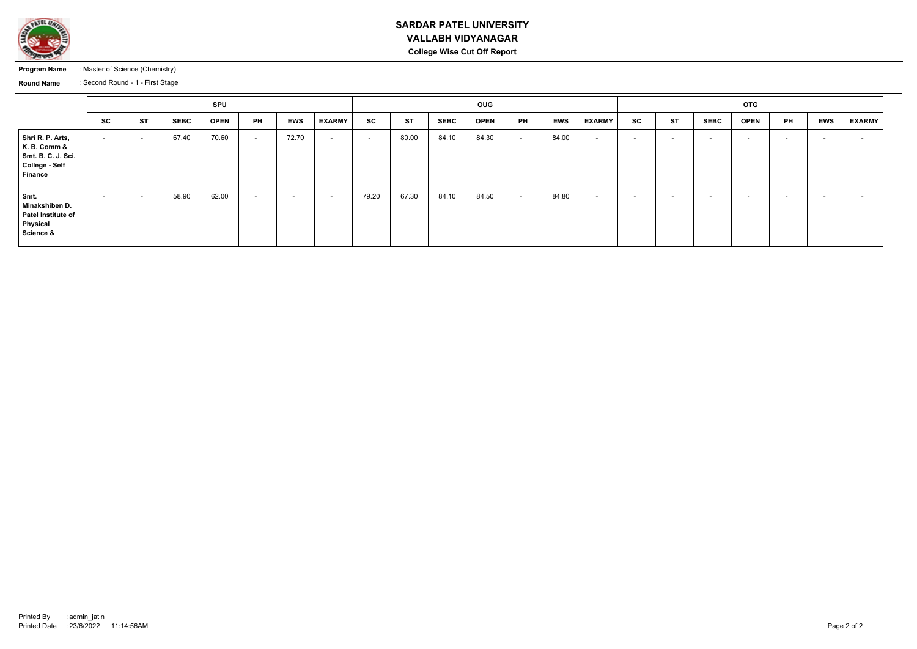# SARDAR PATEL UNIVERSITY

## VALLABH VIDYANAGAR

### College Wise Cut Off Report

**Program Name** : Master of Science (Chemistry)

**Round Name** : Second Round - 1 - First Stage

| | SPU | | | | | | | OUG | | | | | | | OTG | | | | | | |
|---|---|---|---|---|---|---|---|---|---|---|---|---|---|---|---|---|---|---|---|---|---|
| | **SC** | **ST** | **SEBC** | **OPEN** | **PH** | **EWS** | **EXARMY** | **SC** | **ST** | **SEBC** | **OPEN** | **PH** | **EWS** | **EXARMY** | **SC** | **ST** | **SEBC** | **OPEN** | **PH** | **EWS** | **EXARMY** |
| **Shri R. P. Arts, K. B. Comm & Smt. B. C. J. Sci. College - Self Finance** | - | - | 67.40 | 70.60 | - | 72.70 | - | - | 80.00 | 84.10 | 84.30 | - | 84.00 | - | - | - | - | - | - | - | - |
| **Smt. Minakshiben D. Patel Institute of Physical Science &** | - | - | 58.90 | 62.00 | - | - | - | 79.20 | 67.30 | 84.10 | 84.50 | - | 84.80 | - | - | - | - | - | - | - | - |

Printed By : admin_jatin
Printed Date : 23/6/2022 11:14:56AM